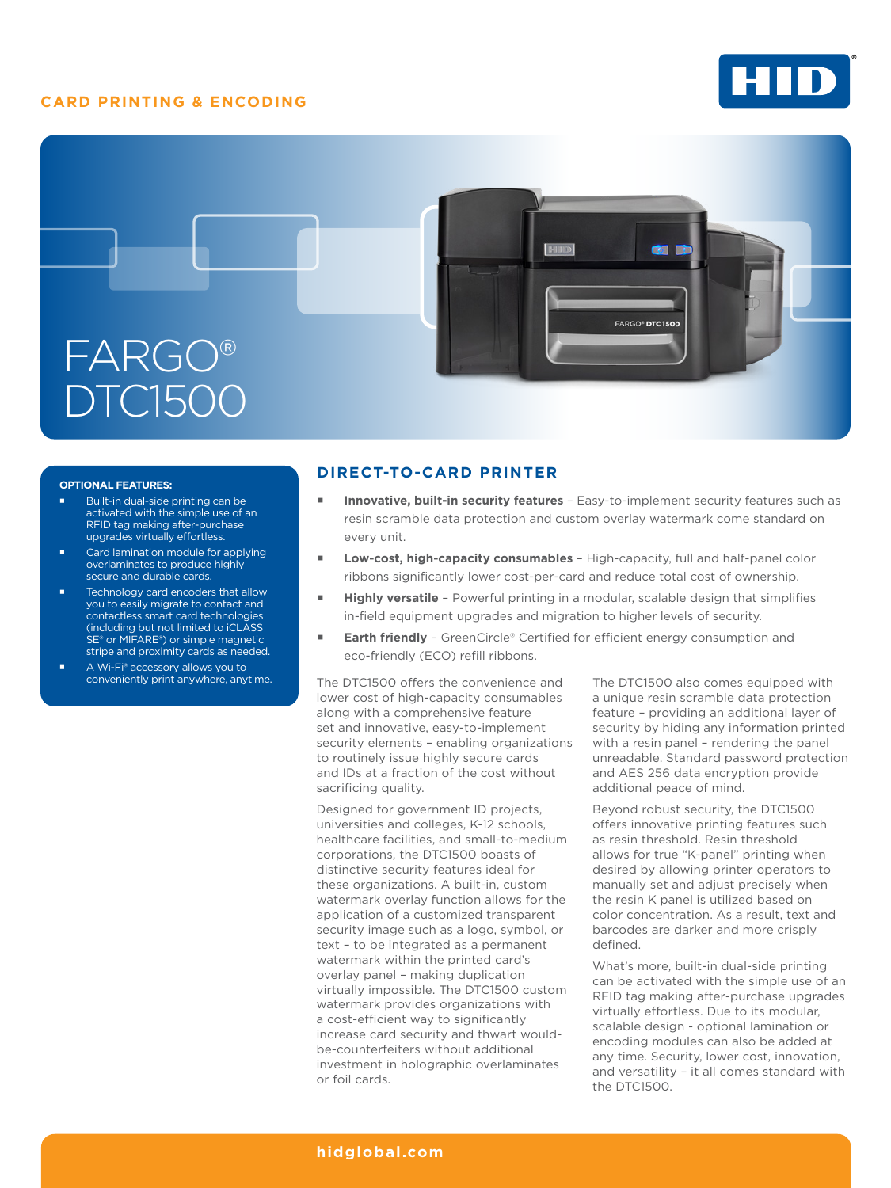CARD PRINTING & ENCODING

# FARGO® DTC1500

**OPTIONAL FEATURES:**

- Built-in dual-side printing can be activated with the simple use of an RFID tag making after-purchase upgrades virtually effortless.
- Card lamination module for applying overlaminates to produce highly secure and durable cards.
- Technology card encoders that allow you to easily migrate to contact and contactless smart card technologies (including but not limited to iCLASS SE® or MIFARE®) or simple magnetic stripe and proximity cards as needed.
- A Wi-Fi® accessory allows you to conveniently print anywhere, anytime.

## DIRECT-TO-CARD PRINTER

- **Innovative, built-in security features** – Easy-to-implement security features such as resin scramble data protection and custom overlay watermark come standard on every unit.
- **Low-cost, high-capacity consumables** – High-capacity, full and half-panel color ribbons significantly lower cost-per-card and reduce total cost of ownership.
- **Highly versatile** – Powerful printing in a modular, scalable design that simplifies in-field equipment upgrades and migration to higher levels of security.
- **Earth friendly** – GreenCircle® Certified for efficient energy consumption and eco-friendly (ECO) refill ribbons.

The DTC1500 offers the convenience and lower cost of high-capacity consumables along with a comprehensive feature set and innovative, easy-to-implement security elements – enabling organizations to routinely issue highly secure cards and IDs at a fraction of the cost without sacrificing quality.

Designed for government ID projects, universities and colleges, K-12 schools, healthcare facilities, and small-to-medium corporations, the DTC1500 boasts of distinctive security features ideal for these organizations. A built-in, custom watermark overlay function allows for the application of a customized transparent security image such as a logo, symbol, or text – to be integrated as a permanent watermark within the printed card's overlay panel – making duplication virtually impossible. The DTC1500 custom watermark provides organizations with a cost-efficient way to significantly increase card security and thwart would-be-counterfeiters without additional investment in holographic overlaminates or foil cards.

The DTC1500 also comes equipped with a unique resin scramble data protection feature – providing an additional layer of security by hiding any information printed with a resin panel – rendering the panel unreadable. Standard password protection and AES 256 data encryption provide additional peace of mind.

Beyond robust security, the DTC1500 offers innovative printing features such as resin threshold. Resin threshold allows for true "K-panel" printing when desired by allowing printer operators to manually set and adjust precisely when the resin K panel is utilized based on color concentration. As a result, text and barcodes are darker and more crisply defined.

What's more, built-in dual-side printing can be activated with the simple use of an RFID tag making after-purchase upgrades virtually effortless. Due to its modular, scalable design - optional lamination or encoding modules can also be added at any time. Security, lower cost, innovation, and versatility – it all comes standard with the DTC1500.

hidglobal.com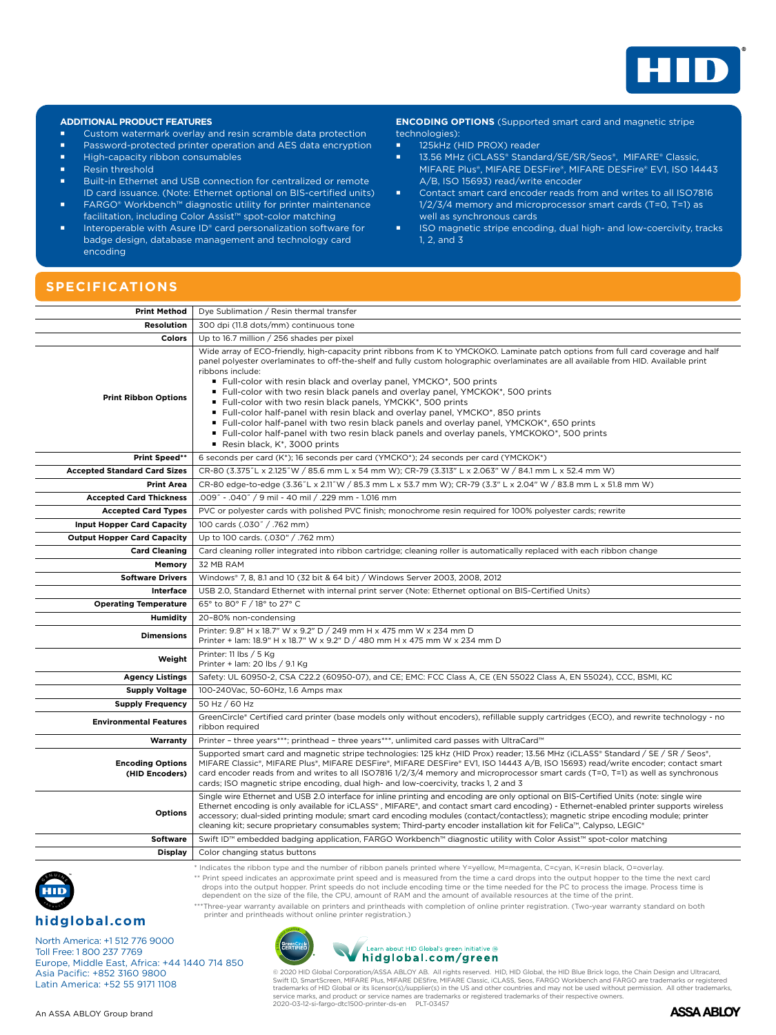## ADDITIONAL PRODUCT FEATURES

- Custom watermark overlay and resin scramble data protection
- Password-protected printer operation and AES data encryption
- High-capacity ribbon consumables
- Resin threshold
- Built-in Ethernet and USB connection for centralized or remote ID card issuance. (Note: Ethernet optional on BIS-certified units)
- FARGO® Workbench™ diagnostic utility for printer maintenance facilitation, including Color Assist™ spot-color matching
- Interoperable with Asure ID® card personalization software for badge design, database management and technology card encoding

## ENCODING OPTIONS (Supported smart card and magnetic stripe technologies):

- 125kHz (HID PROX) reader
- 13.56 MHz (iCLASS® Standard/SE/SR/Seos®, MIFARE® Classic, MIFARE Plus®, MIFARE DESFire®, MIFARE DESFire® EV1, ISO 14443 A/B, ISO 15693) read/write encoder
- Contact smart card encoder reads from and writes to all ISO7816 1/2/3/4 memory and microprocessor smart cards (T=0, T=1) as well as synchronous cards
- ISO magnetic stripe encoding, dual high- and low-coercivity, tracks 1, 2, and 3

## SPECIFICATIONS

| | |
|---|---|
| **Print Method** | Dye Sublimation / Resin thermal transfer |
| **Resolution** | 300 dpi (11.8 dots/mm) continuous tone |
| **Colors** | Up to 16.7 million / 256 shades per pixel |
| **Print Ribbon Options** | Wide array of ECO-friendly, high-capacity print ribbons from K to YMCKOKO. Laminate patch options from full card coverage and half panel polyester overlaminates to off-the-shelf and fully custom holographic overlaminates are all available from HID. Available print ribbons include: <br>▪ Full-color with resin black and overlay panel, YMCKO*, 500 prints <br>▪ Full-color with two resin black panels and overlay panel, YMCKOK*, 500 prints <br>▪ Full-color with two resin black panels, YMCKK*, 500 prints <br>▪ Full-color half-panel with resin black and overlay panel, YMCKO*, 850 prints <br>▪ Full-color half-panel with two resin black panels and overlay panel, YMCKOK*, 650 prints <br>▪ Full-color half-panel with two resin black panels and overlay panels, YMCKOKO*, 500 prints <br>▪ Resin black, K*, 3000 prints |
| **Print Speed**** | 6 seconds per card (K*); 16 seconds per card (YMCKO*); 24 seconds per card (YMCKOK*) |
| **Accepted Standard Card Sizes** | CR-80 (3.375˝L x 2.125˝W / 85.6 mm L x 54 mm W); CR-79 (3.313" L x 2.063" W / 84.1 mm L x 52.4 mm W) |
| **Print Area** | CR-80 edge-to-edge (3.36˝L x 2.11˝W / 85.3 mm L x 53.7 mm W); CR-79 (3.3" L x 2.04" W / 83.8 mm L x 51.8 mm W) |
| **Accepted Card Thickness** | .009˝ - .040˝ / 9 mil - 40 mil / .229 mm - 1.016 mm |
| **Accepted Card Types** | PVC or polyester cards with polished PVC finish; monochrome resin required for 100% polyester cards; rewrite |
| **Input Hopper Card Capacity** | 100 cards (.030˝ / .762 mm) |
| **Output Hopper Card Capacity** | Up to 100 cards. (.030" / .762 mm) |
| **Card Cleaning** | Card cleaning roller integrated into ribbon cartridge; cleaning roller is automatically replaced with each ribbon change |
| **Memory** | 32 MB RAM |
| **Software Drivers** | Windows® 7, 8, 8.1 and 10 (32 bit & 64 bit) / Windows Server 2003, 2008, 2012 |
| **Interface** | USB 2.0, Standard Ethernet with internal print server (Note: Ethernet optional on BIS-Certified Units) |
| **Operating Temperature** | 65° to 80° F / 18° to 27° C |
| **Humidity** | 20–80% non-condensing |
| **Dimensions** | Printer: 9.8" H x 18.7" W x 9.2" D / 249 mm H x 475 mm W x 234 mm D <br>Printer + lam: 18.9" H x 18.7" W x 9.2" D / 480 mm H x 475 mm W x 234 mm D |
| **Weight** | Printer: 11 lbs / 5 Kg <br>Printer + lam: 20 lbs / 9.1 Kg |
| **Agency Listings** | Safety: UL 60950-2, CSA C22.2 (60950-07), and CE; EMC: FCC Class A, CE (EN 55022 Class A, EN 55024), CCC, BSMI, KC |
| **Supply Voltage** | 100-240Vac, 50-60Hz, 1.6 Amps max |
| **Supply Frequency** | 50 Hz / 60 Hz |
| **Environmental Features** | GreenCircle® Certified card printer (base models only without encoders), refillable supply cartridges (ECO), and rewrite technology - no ribbon required |
| **Warranty** | Printer – three years***; printhead – three years***, unlimited card passes with UltraCard™ |
| **Encoding Options (HID Encoders)** | Supported smart card and magnetic stripe technologies: 125 kHz (HID Prox) reader; 13.56 MHz (iCLASS® Standard / SE / SR / Seos®, MIFARE Classic®, MIFARE Plus®, MIFARE DESFire®, MIFARE DESFire® EV1, ISO 14443 A/B, ISO 15693) read/write encoder; contact smart card encoder reads from and writes to all ISO7816 1/2/3/4 memory and microprocessor smart cards (T=0, T=1) as well as synchronous cards; ISO magnetic stripe encoding, dual high- and low-coercivity, tracks 1, 2 and 3 |
| **Options** | Single wire Ethernet and USB 2.0 interface for inline printing and encoding are only optional on BIS-Certified Units (note: single wire Ethernet encoding is only available for iCLASS®, MIFARE®, and contact smart encoding) - Ethernet-enabled printer supports wireless accessory; dual-sided printing module; smart card encoding modules (contact/contactless); magnetic stripe encoding module; printer cleaning kit; secure proprietary consumables system; Third-party encoder installation kit for FeliCa™, Calypso, LEGIC® |
| **Software** | Swift ID™ embedded badging application, FARGO Workbench™ diagnostic utility with Color Assist™ spot-color matching |
| **Display** | Color changing status buttons |

\* Indicates the ribbon type and the number of ribbon panels printed where Y=yellow, M=magenta, C=cyan, K=resin black, O=overlay.

** Print speed indicates an approximate print speed and is measured from the time a card drops into the output hopper to the time the next card drops into the output hopper. Print speeds do not include encoding time or the time needed for the PC to process the image. Process time is dependent on the size of the file, the CPU, amount of RAM and the amount of available resources at the time of the print.

***Three-year warranty available on printers and printheads with completion of online printer registration. (Two-year warranty standard on both printer and printheads without online printer registration.)

**hidglobal.com**

North America: +1 512 776 9000
Toll Free: 1 800 237 7769
Europe, Middle East, Africa: +44 1440 714 850
Asia Pacific: +852 3160 9800
Latin America: +52 55 9171 1108

Learn about HID Global's green initiative @ **hidglobal.com/green**

© 2020 HID Global Corporation/ASSA ABLOY AB. All rights reserved. HID, HID Global, the HID Blue Brick logo, the Chain Design and Ultracard, Swift ID, SmartScreen, MIFARE Plus, MIFARE DESFire, MIFARE Classic, iCLASS, Seos, FARGO Workbench and FARGO are trademarks or registered trademarks of HID Global or its licensor(s)/supplier(s) in the US and other countries and may not be used without permission. All other trademarks, service marks, and product or service names are trademarks or registered trademarks of their respective owners.
2020-03-12-si-fargo-dtc1500-printer-ds-en PLT-03457

An ASSA ABLOY Group brand

ASSA ABLOY